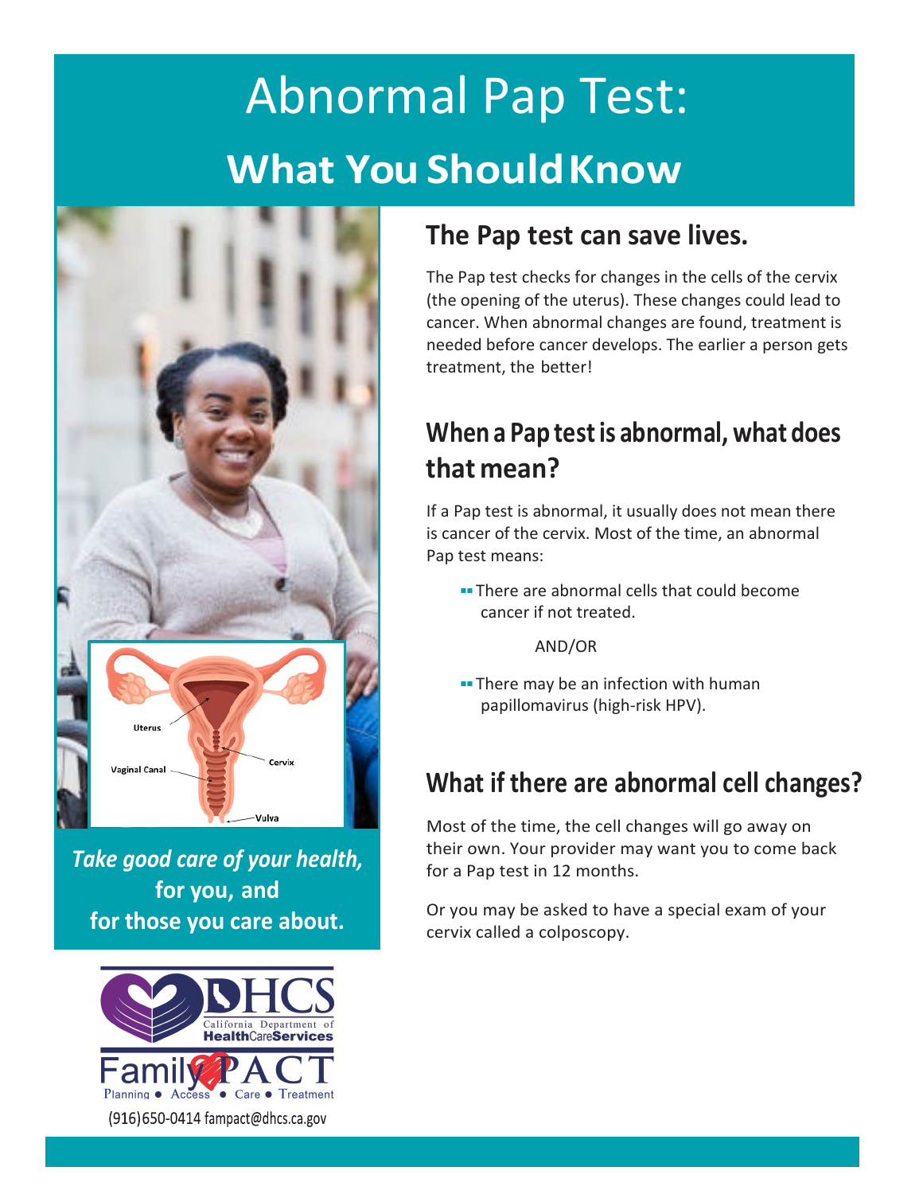# Abnormal Pap Test:

## What You Should Know

Uterus

Vaginal Canal

Cervix

Vulva

***Take good care of your health,* for you, and for those you care about.**

DHCS California Department of HealthCareServices

Family PACT Planning ● Access ● Care ● Treatment

(916)650-0414 fampact@dhcs.ca.gov

## The Pap test can save lives.

The Pap test checks for changes in the cells of the cervix (the opening of the uterus). These changes could lead to cancer. When abnormal changes are found, treatment is needed before cancer develops. The earlier a person gets treatment, the better!

## When a Pap test is abnormal, what does that mean?

If a Pap test is abnormal, it usually does not mean there is cancer of the cervix. Most of the time, an abnormal Pap test means:

- There are abnormal cells that could become cancer if not treated.

AND/OR

- There may be an infection with human papillomavirus (high-risk HPV).

## What if there are abnormal cell changes?

Most of the time, the cell changes will go away on their own. Your provider may want you to come back for a Pap test in 12 months.

Or you may be asked to have a special exam of your cervix called a colposcopy.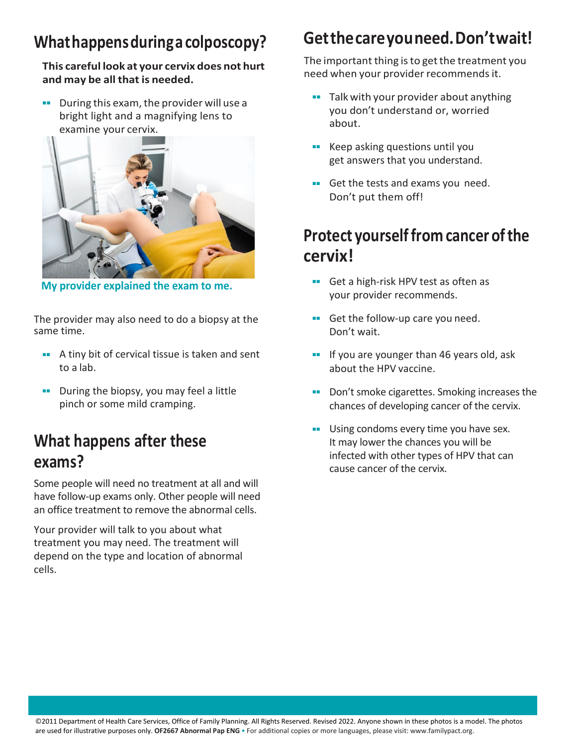## What happens during a colposcopy?

**This careful look at your cervix does not hurt and may be all that is needed.**

- During this exam, the provider will use a bright light and a magnifying lens to examine your cervix.

My provider explained the exam to me.

The provider may also need to do a biopsy at the same time.

- A tiny bit of cervical tissue is taken and sent to a lab.
- During the biopsy, you may feel a little pinch or some mild cramping.

## What happens after these exams?

Some people will need no treatment at all and will have follow-up exams only. Other people will need an office treatment to remove the abnormal cells.

Your provider will talk to you about what treatment you may need. The treatment will depend on the type and location of abnormal cells.

## Get the care you need. Don't wait!

The important thing is to get the treatment you need when your provider recommends it.

- Talk with your provider about anything you don't understand or, worried about.
- Keep asking questions until you get answers that you understand.
- Get the tests and exams you need. Don't put them off!

## Protect yourself from cancer of the cervix!

- Get a high-risk HPV test as often as your provider recommends.
- Get the follow-up care you need. Don't wait.
- If you are younger than 46 years old, ask about the HPV vaccine.
- Don't smoke cigarettes. Smoking increases the chances of developing cancer of the cervix.
- Using condoms every time you have sex. It may lower the chances you will be infected with other types of HPV that can cause cancer of the cervix.

©2011 Department of Health Care Services, Office of Family Planning. All Rights Reserved. Revised 2022. Anyone shown in these photos is a model. The photos are used for illustrative purposes only. **OF2667 Abnormal Pap ENG** • For additional copies or more languages, please visit: www.familypact.org.